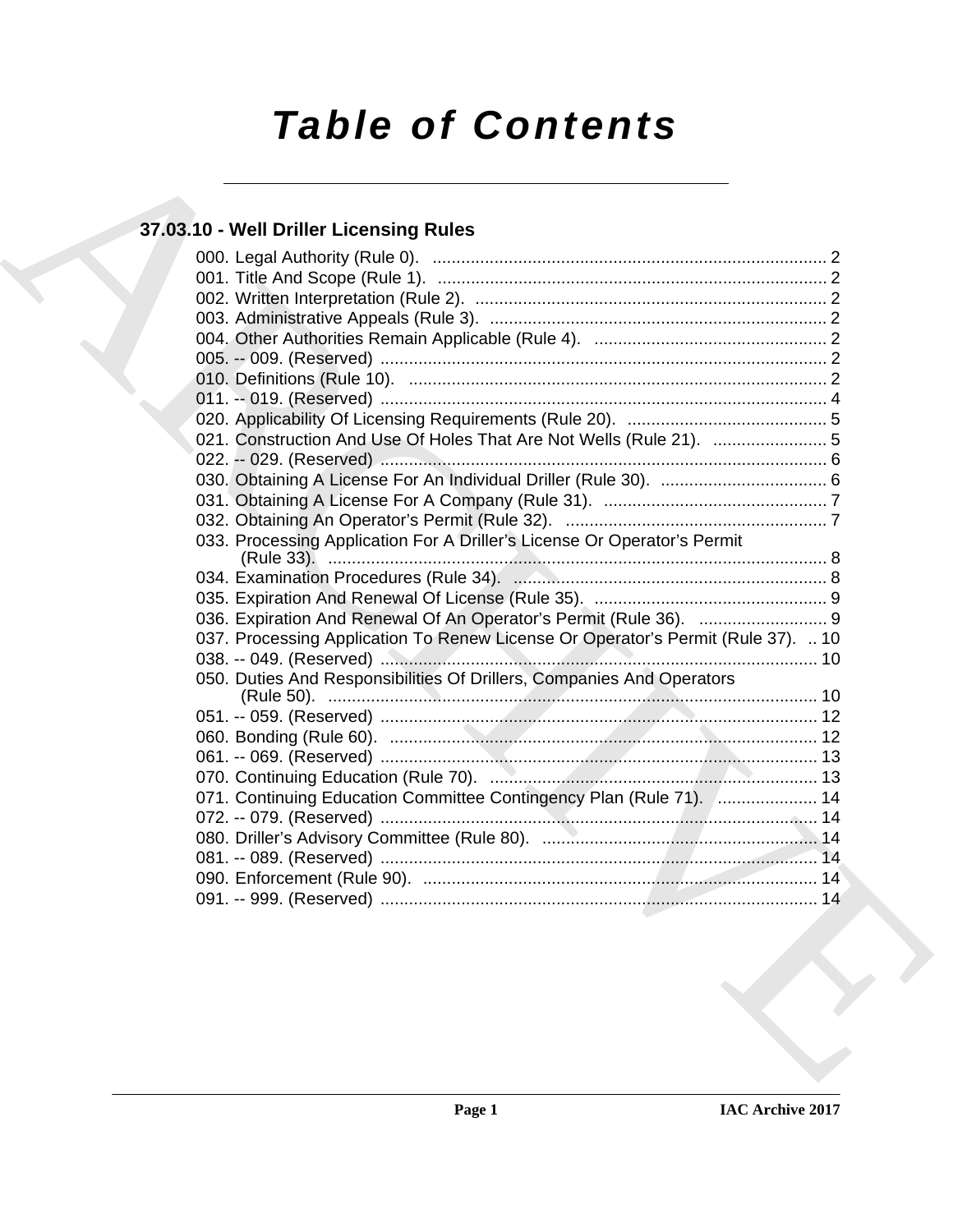# Table of Contents

## 37.03.10 - Well Driller Licensing Rules

000. Legal Authority (Rule 0). ........................................................................................ 2
001. Title And Scope (Rule 1). ......................................................................................... 2
002. Written Interpretation (Rule 2). ............................................................................... 2
003. Administrative Appeals (Rule 3). ............................................................................. 2
004. Other Authorities Remain Applicable (Rule 4). ....................................................... 2
005. -- 009. (Reserved) ....................................................................................................... 2
010. Definitions (Rule 10). .................................................................................................. 2
011. -- 019. (Reserved) ....................................................................................................... 4
020. Applicability Of Licensing Requirements (Rule 20). .............................................. 5
021. Construction And Use Of Holes That Are Not Wells (Rule 21). ............................ 5
022. -- 029. (Reserved) ....................................................................................................... 6
030. Obtaining A License For An Individual Driller (Rule 30). ..................................... 6
031. Obtaining A License For A Company (Rule 31). ..................................................... 7
032. Obtaining An Operator's Permit (Rule 32). ............................................................. 7
033. Processing Application For A Driller's License Or Operator's Permit (Rule 33). ............................................................................................................................ 8
034. Examination Procedures (Rule 34). ......................................................................... 8
035. Expiration And Renewal Of License (Rule 35). ....................................................... 9
036. Expiration And Renewal Of An Operator's Permit (Rule 36). ................................ 9
037. Processing Application To Renew License Or Operator's Permit (Rule 37). .. 10
038. -- 049. (Reserved) ..................................................................................................... 10
050. Duties And Responsibilities Of Drillers, Companies And Operators (Rule 50). ............................................................................................................................ 10
051. -- 059. (Reserved) ..................................................................................................... 12
060. Bonding (Rule 60). ...................................................................................................... 12
061. -- 069. (Reserved) ..................................................................................................... 13
070. Continuing Education (Rule 70). ............................................................................. 13
071. Continuing Education Committee Contingency Plan (Rule 71). ......................... 14
072. -- 079. (Reserved) ..................................................................................................... 14
080. Driller's Advisory Committee (Rule 80). ................................................................. 14
081. -- 089. (Reserved) ..................................................................................................... 14
090. Enforcement (Rule 90). ............................................................................................. 14
091. -- 999. (Reserved) ..................................................................................................... 14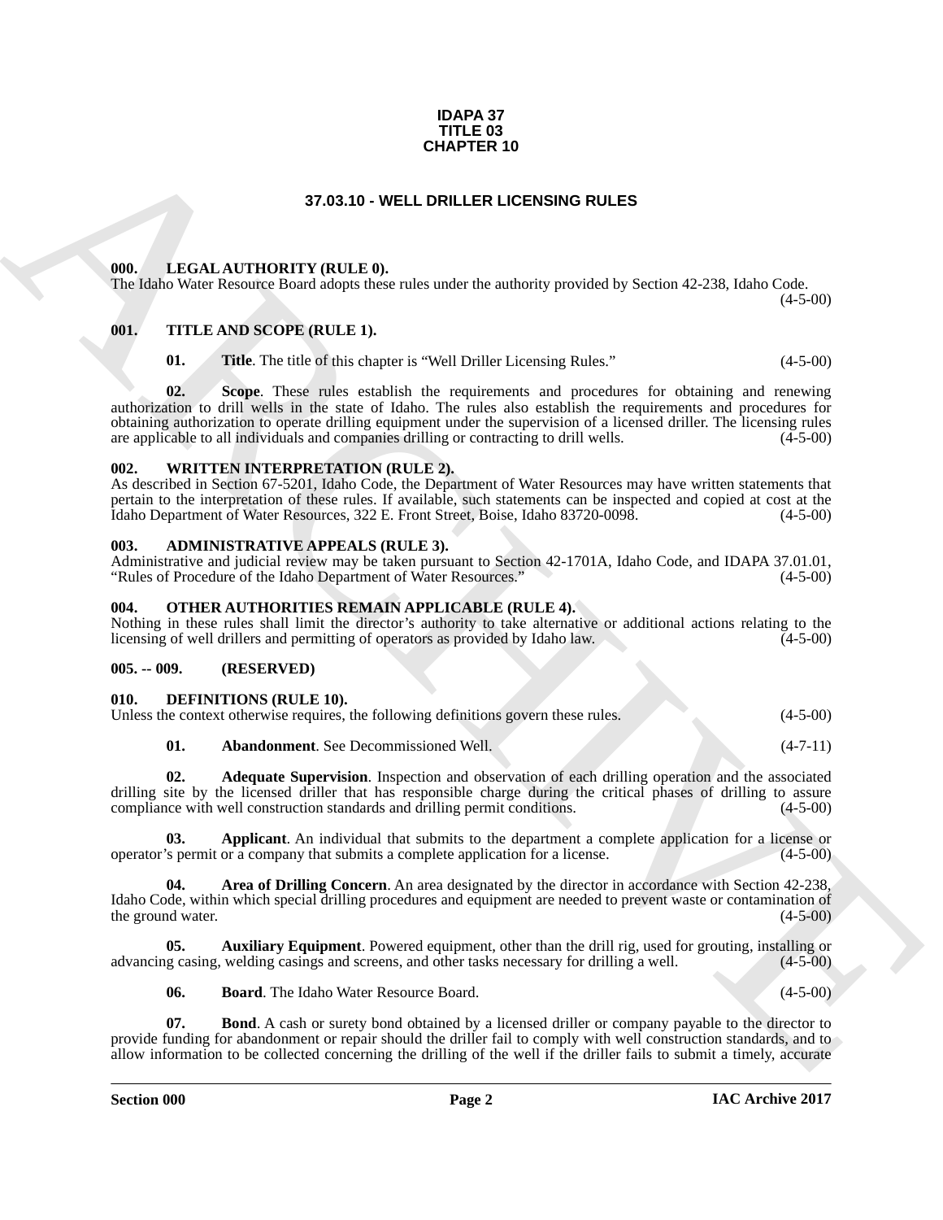**IDAPA 37**
**TITLE 03**
**CHAPTER 10**

# 37.03.10 - WELL DRILLER LICENSING RULES

## 000. LEGAL AUTHORITY (RULE 0).

The Idaho Water Resource Board adopts these rules under the authority provided by Section 42-238, Idaho Code. (4-5-00)

## 001. TITLE AND SCOPE (RULE 1).

**01. Title**. The title of this chapter is "Well Driller Licensing Rules." (4-5-00)

**02. Scope**. These rules establish the requirements and procedures for obtaining and renewing authorization to drill wells in the state of Idaho. The rules also establish the requirements and procedures for obtaining authorization to operate drilling equipment under the supervision of a licensed driller. The licensing rules are applicable to all individuals and companies drilling or contracting to drill wells. (4-5-00)

## 002. WRITTEN INTERPRETATION (RULE 2).

As described in Section 67-5201, Idaho Code, the Department of Water Resources may have written statements that pertain to the interpretation of these rules. If available, such statements can be inspected and copied at cost at the Idaho Department of Water Resources, 322 E. Front Street, Boise, Idaho 83720-0098. (4-5-00)

## 003. ADMINISTRATIVE APPEALS (RULE 3).

Administrative and judicial review may be taken pursuant to Section 42-1701A, Idaho Code, and IDAPA 37.01.01, "Rules of Procedure of the Idaho Department of Water Resources." (4-5-00)

## 004. OTHER AUTHORITIES REMAIN APPLICABLE (RULE 4).

Nothing in these rules shall limit the director's authority to take alternative or additional actions relating to the licensing of well drillers and permitting of operators as provided by Idaho law. (4-5-00)

## 005. -- 009. (RESERVED)

## 010. DEFINITIONS (RULE 10).

Unless the context otherwise requires, the following definitions govern these rules. (4-5-00)

**01. Abandonment**. See Decommissioned Well. (4-7-11)

**02. Adequate Supervision**. Inspection and observation of each drilling operation and the associated drilling site by the licensed driller that has responsible charge during the critical phases of drilling to assure compliance with well construction standards and drilling permit conditions. (4-5-00)

**03. Applicant**. An individual that submits to the department a complete application for a license or operator's permit or a company that submits a complete application for a license. (4-5-00)

**04. Area of Drilling Concern**. An area designated by the director in accordance with Section 42-238, Idaho Code, within which special drilling procedures and equipment are needed to prevent waste or contamination of the ground water. (4-5-00)

**05. Auxiliary Equipment**. Powered equipment, other than the drill rig, used for grouting, installing or advancing casing, welding casings and screens, and other tasks necessary for drilling a well. (4-5-00)

**06. Board**. The Idaho Water Resource Board. (4-5-00)

**07. Bond**. A cash or surety bond obtained by a licensed driller or company payable to the director to provide funding for abandonment or repair should the driller fail to comply with well construction standards, and to allow information to be collected concerning the drilling of the well if the driller fails to submit a timely, accurate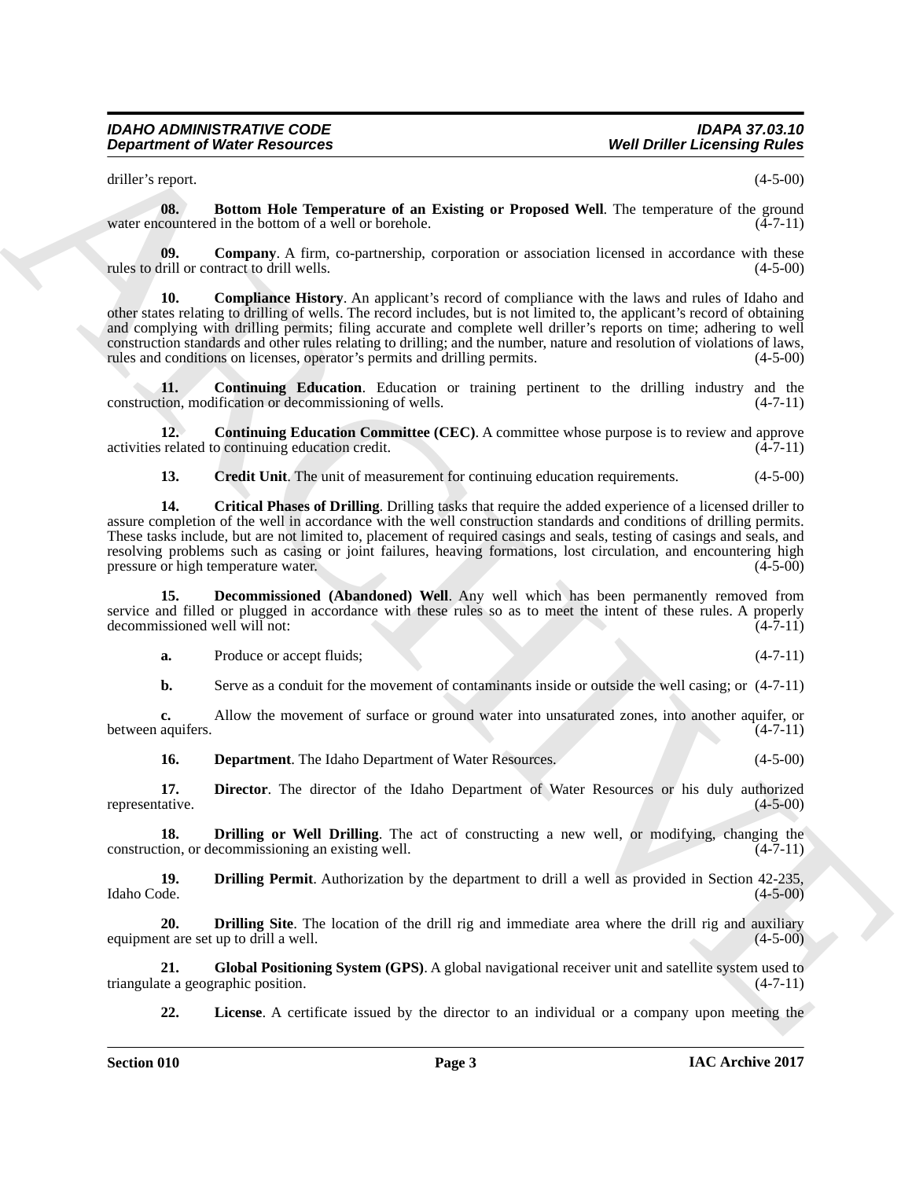driller's report. (4-5-00)

**08. Bottom Hole Temperature of an Existing or Proposed Well**. The temperature of the ground water encountered in the bottom of a well or borehole. (4-7-11)

**09. Company**. A firm, co-partnership, corporation or association licensed in accordance with these rules to drill or contract to drill wells. (4-5-00)

**10. Compliance History**. An applicant's record of compliance with the laws and rules of Idaho and other states relating to drilling of wells. The record includes, but is not limited to, the applicant's record of obtaining and complying with drilling permits; filing accurate and complete well driller's reports on time; adhering to well construction standards and other rules relating to drilling; and the number, nature and resolution of violations of laws, rules and conditions on licenses, operator's permits and drilling permits. (4-5-00)

**11. Continuing Education**. Education or training pertinent to the drilling industry and the construction, modification or decommissioning of wells. (4-7-11)

**12. Continuing Education Committee (CEC)**. A committee whose purpose is to review and approve activities related to continuing education credit. (4-7-11)

**13. Credit Unit**. The unit of measurement for continuing education requirements. (4-5-00)

**14. Critical Phases of Drilling**. Drilling tasks that require the added experience of a licensed driller to assure completion of the well in accordance with the well construction standards and conditions of drilling permits. These tasks include, but are not limited to, placement of required casings and seals, testing of casings and seals, and resolving problems such as casing or joint failures, heaving formations, lost circulation, and encountering high pressure or high temperature water. (4-5-00)

**15. Decommissioned (Abandoned) Well**. Any well which has been permanently removed from service and filled or plugged in accordance with these rules so as to meet the intent of these rules. A properly decommissioned well will not: (4-7-11)

**a.** Produce or accept fluids; (4-7-11)

**b.** Serve as a conduit for the movement of contaminants inside or outside the well casing; or (4-7-11)

**c.** Allow the movement of surface or ground water into unsaturated zones, into another aquifer, or between aquifers. (4-7-11)

**16. Department**. The Idaho Department of Water Resources. (4-5-00)

**17. Director**. The director of the Idaho Department of Water Resources or his duly authorized representative. (4-5-00)

**18. Drilling or Well Drilling**. The act of constructing a new well, or modifying, changing the construction, or decommissioning an existing well. (4-7-11)

**19. Drilling Permit**. Authorization by the department to drill a well as provided in Section 42-235, Idaho Code. (4-5-00)

**20. Drilling Site**. The location of the drill rig and immediate area where the drill rig and auxiliary equipment are set up to drill a well. (4-5-00)

**21. Global Positioning System (GPS)**. A global navigational receiver unit and satellite system used to triangulate a geographic position. (4-7-11)

**22. License**. A certificate issued by the director to an individual or a company upon meeting the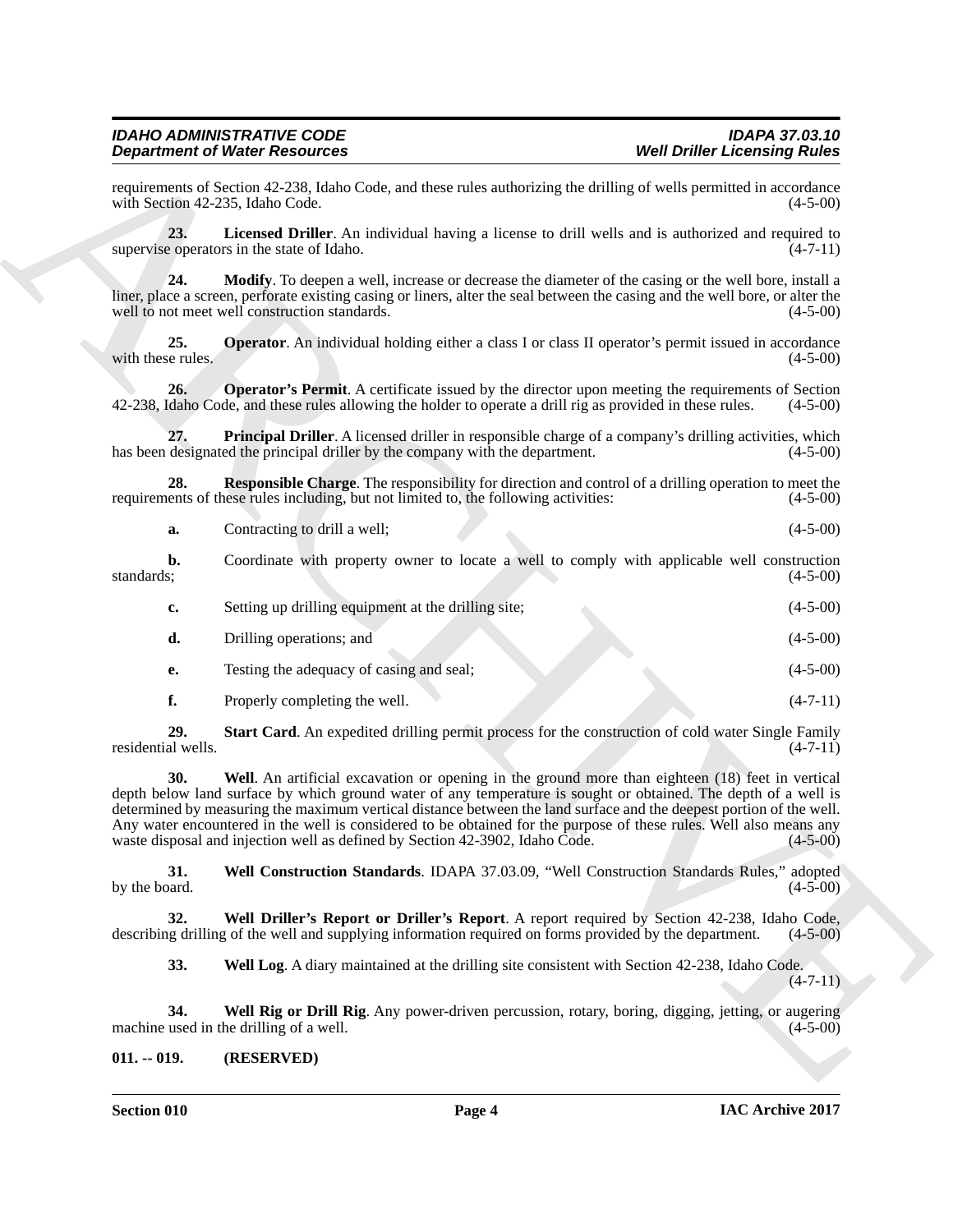requirements of Section 42-238, Idaho Code, and these rules authorizing the drilling of wells permitted in accordance with Section 42-235, Idaho Code. (4-5-00)

**23. Licensed Driller**. An individual having a license to drill wells and is authorized and required to supervise operators in the state of Idaho. (4-7-11)

**24. Modify**. To deepen a well, increase or decrease the diameter of the casing or the well bore, install a liner, place a screen, perforate existing casing or liners, alter the seal between the casing and the well bore, or alter the well to not meet well construction standards. (4-5-00)

**25. Operator**. An individual holding either a class I or class II operator's permit issued in accordance with these rules. (4-5-00)

**26. Operator's Permit**. A certificate issued by the director upon meeting the requirements of Section 42-238, Idaho Code, and these rules allowing the holder to operate a drill rig as provided in these rules. (4-5-00)

**27. Principal Driller**. A licensed driller in responsible charge of a company's drilling activities, which has been designated the principal driller by the company with the department. (4-5-00)

**28. Responsible Charge**. The responsibility for direction and control of a drilling operation to meet the requirements of these rules including, but not limited to, the following activities: (4-5-00)

**a.** Contracting to drill a well; (4-5-00)

**b.** Coordinate with property owner to locate a well to comply with applicable well construction standards; (4-5-00)

**c.** Setting up drilling equipment at the drilling site; (4-5-00)

**d.** Drilling operations; and (4-5-00)

**e.** Testing the adequacy of casing and seal; (4-5-00)

**f.** Properly completing the well. (4-7-11)

**29. Start Card**. An expedited drilling permit process for the construction of cold water Single Family residential wells. (4-7-11)

**30. Well**. An artificial excavation or opening in the ground more than eighteen (18) feet in vertical depth below land surface by which ground water of any temperature is sought or obtained. The depth of a well is determined by measuring the maximum vertical distance between the land surface and the deepest portion of the well. Any water encountered in the well is considered to be obtained for the purpose of these rules. Well also means any waste disposal and injection well as defined by Section 42-3902, Idaho Code. (4-5-00)

**31. Well Construction Standards**. IDAPA 37.03.09, "Well Construction Standards Rules," adopted by the board. (4-5-00)

**32. Well Driller's Report or Driller's Report**. A report required by Section 42-238, Idaho Code, describing drilling of the well and supplying information required on forms provided by the department. (4-5-00)

**33. Well Log**. A diary maintained at the drilling site consistent with Section 42-238, Idaho Code. (4-7-11)

**34. Well Rig or Drill Rig**. Any power-driven percussion, rotary, boring, digging, jetting, or augering machine used in the drilling of a well. (4-5-00)

### 011. -- 019. (RESERVED)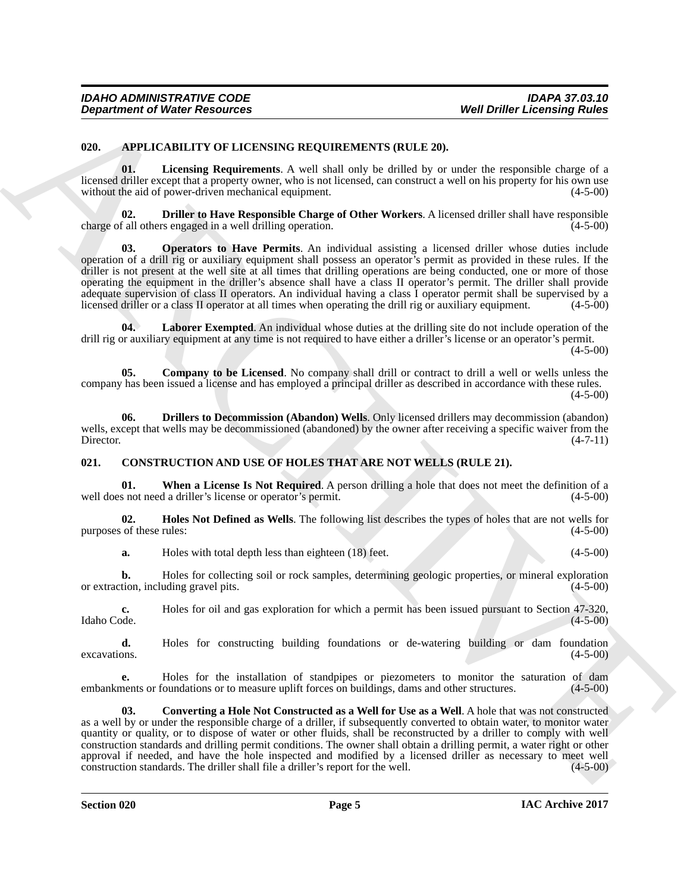## 020. APPLICABILITY OF LICENSING REQUIREMENTS (RULE 20).

**01. Licensing Requirements**. A well shall only be drilled by or under the responsible charge of a licensed driller except that a property owner, who is not licensed, can construct a well on his property for his own use without the aid of power-driven mechanical equipment. (4-5-00)

**02. Driller to Have Responsible Charge of Other Workers**. A licensed driller shall have responsible charge of all others engaged in a well drilling operation. (4-5-00)

**03. Operators to Have Permits**. An individual assisting a licensed driller whose duties include operation of a drill rig or auxiliary equipment shall possess an operator's permit as provided in these rules. If the driller is not present at the well site at all times that drilling operations are being conducted, one or more of those operating the equipment in the driller's absence shall have a class II operator's permit. The driller shall provide adequate supervision of class II operators. An individual having a class I operator permit shall be supervised by a licensed driller or a class II operator at all times when operating the drill rig or auxiliary equipment. (4-5-00)

**04. Laborer Exempted**. An individual whose duties at the drilling site do not include operation of the drill rig or auxiliary equipment at any time is not required to have either a driller's license or an operator's permit. (4-5-00)

**05. Company to be Licensed**. No company shall drill or contract to drill a well or wells unless the company has been issued a license and has employed a principal driller as described in accordance with these rules. (4-5-00)

**06. Drillers to Decommission (Abandon) Wells**. Only licensed drillers may decommission (abandon) wells, except that wells may be decommissioned (abandoned) by the owner after receiving a specific waiver from the Director. (4-7-11)

## 021. CONSTRUCTION AND USE OF HOLES THAT ARE NOT WELLS (RULE 21).

**01. When a License Is Not Required**. A person drilling a hole that does not meet the definition of a well does not need a driller's license or operator's permit. (4-5-00)

**02. Holes Not Defined as Wells**. The following list describes the types of holes that are not wells for purposes of these rules: (4-5-00)

**a.** Holes with total depth less than eighteen (18) feet. (4-5-00)

**b.** Holes for collecting soil or rock samples, determining geologic properties, or mineral exploration or extraction, including gravel pits. (4-5-00)

**c.** Holes for oil and gas exploration for which a permit has been issued pursuant to Section 47-320, Idaho Code. (4-5-00)

**d.** Holes for constructing building foundations or de-watering building or dam foundation excavations. (4-5-00)

**e.** Holes for the installation of standpipes or piezometers to monitor the saturation of dam embankments or foundations or to measure uplift forces on buildings, dams and other structures. (4-5-00)

**03. Converting a Hole Not Constructed as a Well for Use as a Well**. A hole that was not constructed as a well by or under the responsible charge of a driller, if subsequently converted to obtain water, to monitor water quantity or quality, or to dispose of water or other fluids, shall be reconstructed by a driller to comply with well construction standards and drilling permit conditions. The owner shall obtain a drilling permit, a water right or other approval if needed, and have the hole inspected and modified by a licensed driller as necessary to meet well construction standards. The driller shall file a driller's report for the well. (4-5-00)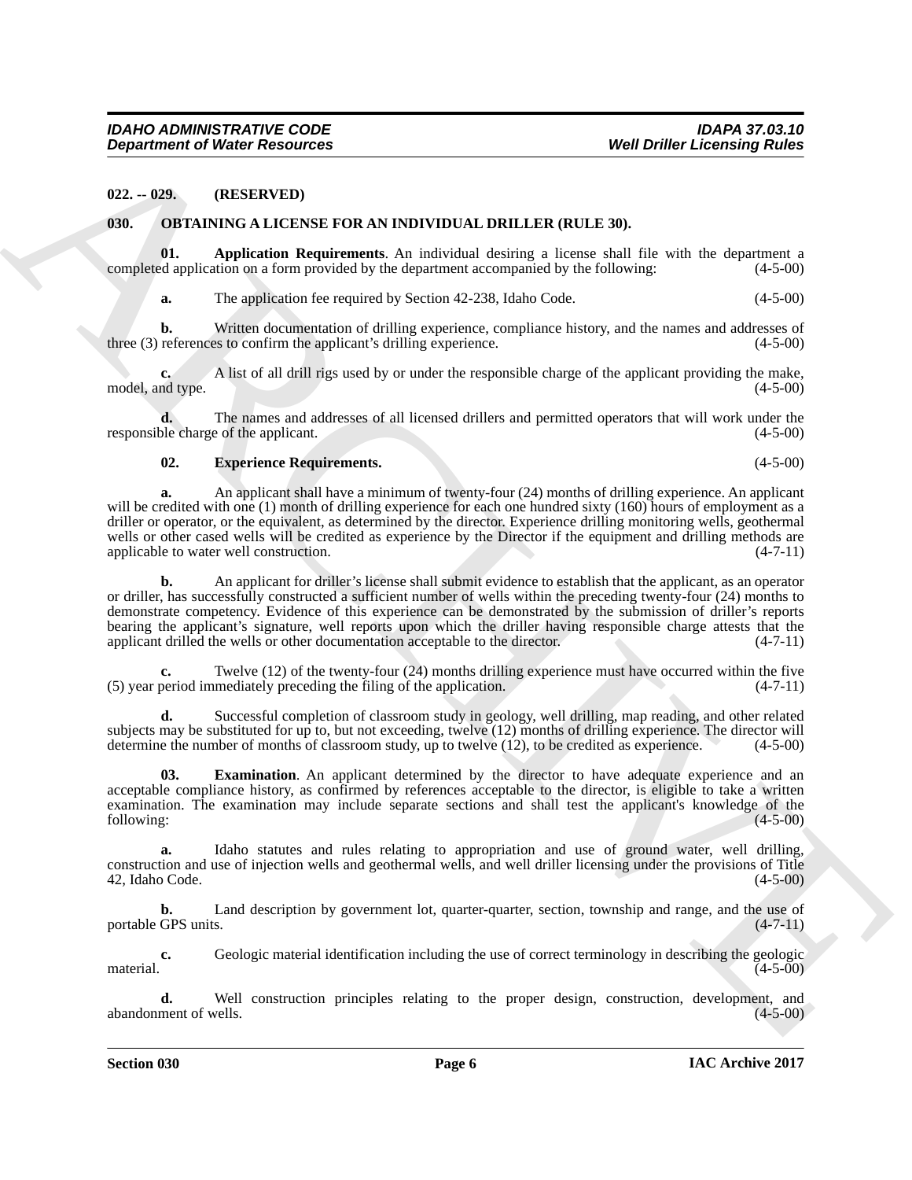**022. -- 029. (RESERVED)**

**030. OBTAINING A LICENSE FOR AN INDIVIDUAL DRILLER (RULE 30).**

**01. Application Requirements**. An individual desiring a license shall file with the department a completed application on a form provided by the department accompanied by the following: (4-5-00)

**a.** The application fee required by Section 42-238, Idaho Code. (4-5-00)

**b.** Written documentation of drilling experience, compliance history, and the names and addresses of three (3) references to confirm the applicant's drilling experience. (4-5-00)

**c.** A list of all drill rigs used by or under the responsible charge of the applicant providing the make, model, and type. (4-5-00)

**d.** The names and addresses of all licensed drillers and permitted operators that will work under the responsible charge of the applicant. (4-5-00)

**02. Experience Requirements.** (4-5-00)

**a.** An applicant shall have a minimum of twenty-four (24) months of drilling experience. An applicant will be credited with one (1) month of drilling experience for each one hundred sixty (160) hours of employment as a driller or operator, or the equivalent, as determined by the director. Experience drilling monitoring wells, geothermal wells or other cased wells will be credited as experience by the Director if the equipment and drilling methods are applicable to water well construction. (4-7-11)

**b.** An applicant for driller's license shall submit evidence to establish that the applicant, as an operator or driller, has successfully constructed a sufficient number of wells within the preceding twenty-four (24) months to demonstrate competency. Evidence of this experience can be demonstrated by the submission of driller's reports bearing the applicant's signature, well reports upon which the driller having responsible charge attests that the applicant drilled the wells or other documentation acceptable to the director. (4-7-11)

**c.** Twelve (12) of the twenty-four (24) months drilling experience must have occurred within the five (5) year period immediately preceding the filing of the application. (4-7-11)

**d.** Successful completion of classroom study in geology, well drilling, map reading, and other related subjects may be substituted for up to, but not exceeding, twelve (12) months of drilling experience. The director will determine the number of months of classroom study, up to twelve (12), to be credited as experience. (4-5-00)

**03. Examination**. An applicant determined by the director to have adequate experience and an acceptable compliance history, as confirmed by references acceptable to the director, is eligible to take a written examination. The examination may include separate sections and shall test the applicant's knowledge of the following: (4-5-00)

**a.** Idaho statutes and rules relating to appropriation and use of ground water, well drilling, construction and use of injection wells and geothermal wells, and well driller licensing under the provisions of Title 42, Idaho Code. (4-5-00)

**b.** Land description by government lot, quarter-quarter, section, township and range, and the use of portable GPS units. (4-7-11)

**c.** Geologic material identification including the use of correct terminology in describing the geologic material. (4-5-00)

**d.** Well construction principles relating to the proper design, construction, development, and abandonment of wells. (4-5-00)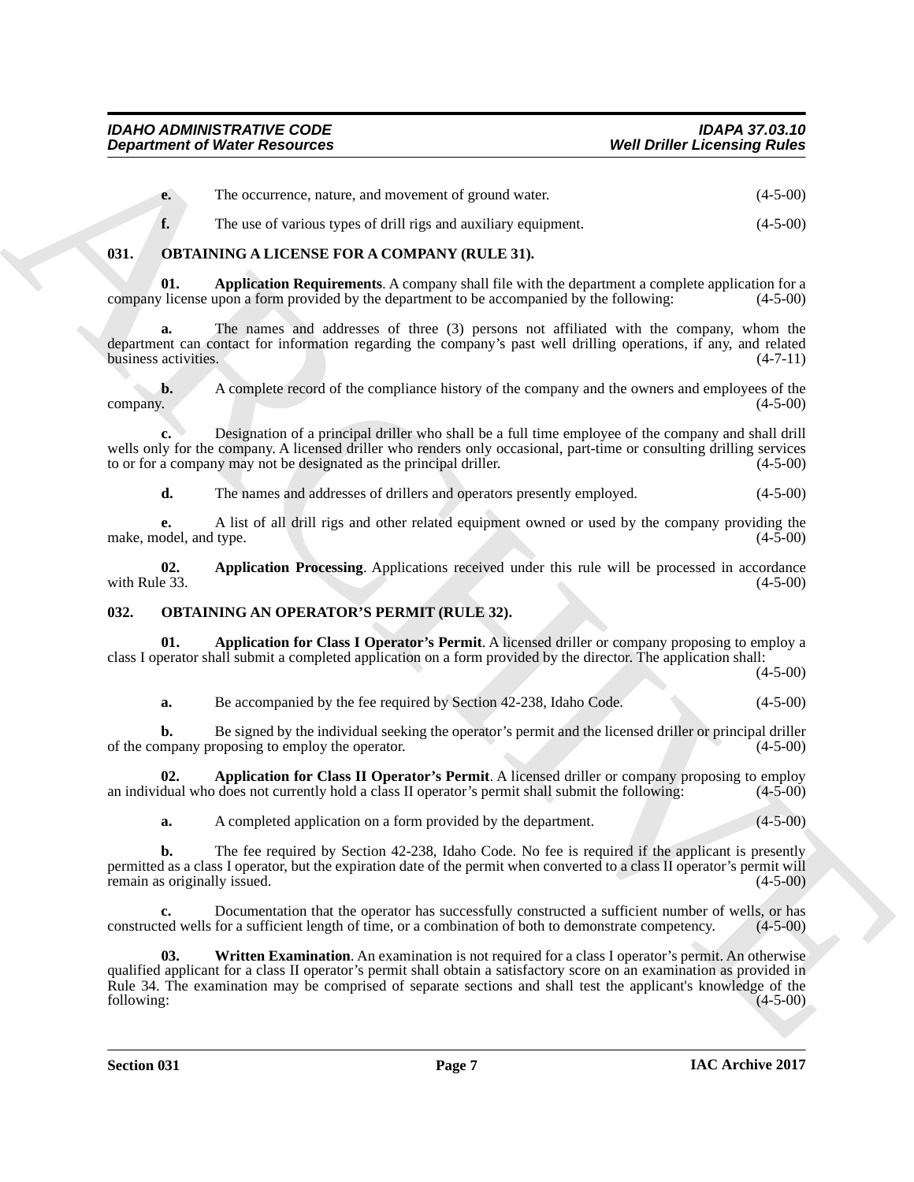**e.** The occurrence, nature, and movement of ground water. (4-5-00)

**f.** The use of various types of drill rigs and auxiliary equipment. (4-5-00)

### 031. OBTAINING A LICENSE FOR A COMPANY (RULE 31).

**01. Application Requirements**. A company shall file with the department a complete application for a company license upon a form provided by the department to be accompanied by the following: (4-5-00)

**a.** The names and addresses of three (3) persons not affiliated with the company, whom the department can contact for information regarding the company's past well drilling operations, if any, and related business activities. (4-7-11)

**b.** A complete record of the compliance history of the company and the owners and employees of the company. (4-5-00)

**c.** Designation of a principal driller who shall be a full time employee of the company and shall drill wells only for the company. A licensed driller who renders only occasional, part-time or consulting drilling services to or for a company may not be designated as the principal driller. (4-5-00)

**d.** The names and addresses of drillers and operators presently employed. (4-5-00)

**e.** A list of all drill rigs and other related equipment owned or used by the company providing the make, model, and type. (4-5-00)

**02. Application Processing**. Applications received under this rule will be processed in accordance with Rule 33. (4-5-00)

### 032. OBTAINING AN OPERATOR'S PERMIT (RULE 32).

**01. Application for Class I Operator's Permit**. A licensed driller or company proposing to employ a class I operator shall submit a completed application on a form provided by the director. The application shall: (4-5-00)

**a.** Be accompanied by the fee required by Section 42-238, Idaho Code. (4-5-00)

**b.** Be signed by the individual seeking the operator's permit and the licensed driller or principal driller of the company proposing to employ the operator. (4-5-00)

**02. Application for Class II Operator's Permit**. A licensed driller or company proposing to employ an individual who does not currently hold a class II operator's permit shall submit the following: (4-5-00)

**a.** A completed application on a form provided by the department. (4-5-00)

**b.** The fee required by Section 42-238, Idaho Code. No fee is required if the applicant is presently permitted as a class I operator, but the expiration date of the permit when converted to a class II operator's permit will remain as originally issued. (4-5-00)

**c.** Documentation that the operator has successfully constructed a sufficient number of wells, or has constructed wells for a sufficient length of time, or a combination of both to demonstrate competency. (4-5-00)

**03. Written Examination**. An examination is not required for a class I operator's permit. An otherwise qualified applicant for a class II operator's permit shall obtain a satisfactory score on an examination as provided in Rule 34. The examination may be comprised of separate sections and shall test the applicant's knowledge of the following: (4-5-00)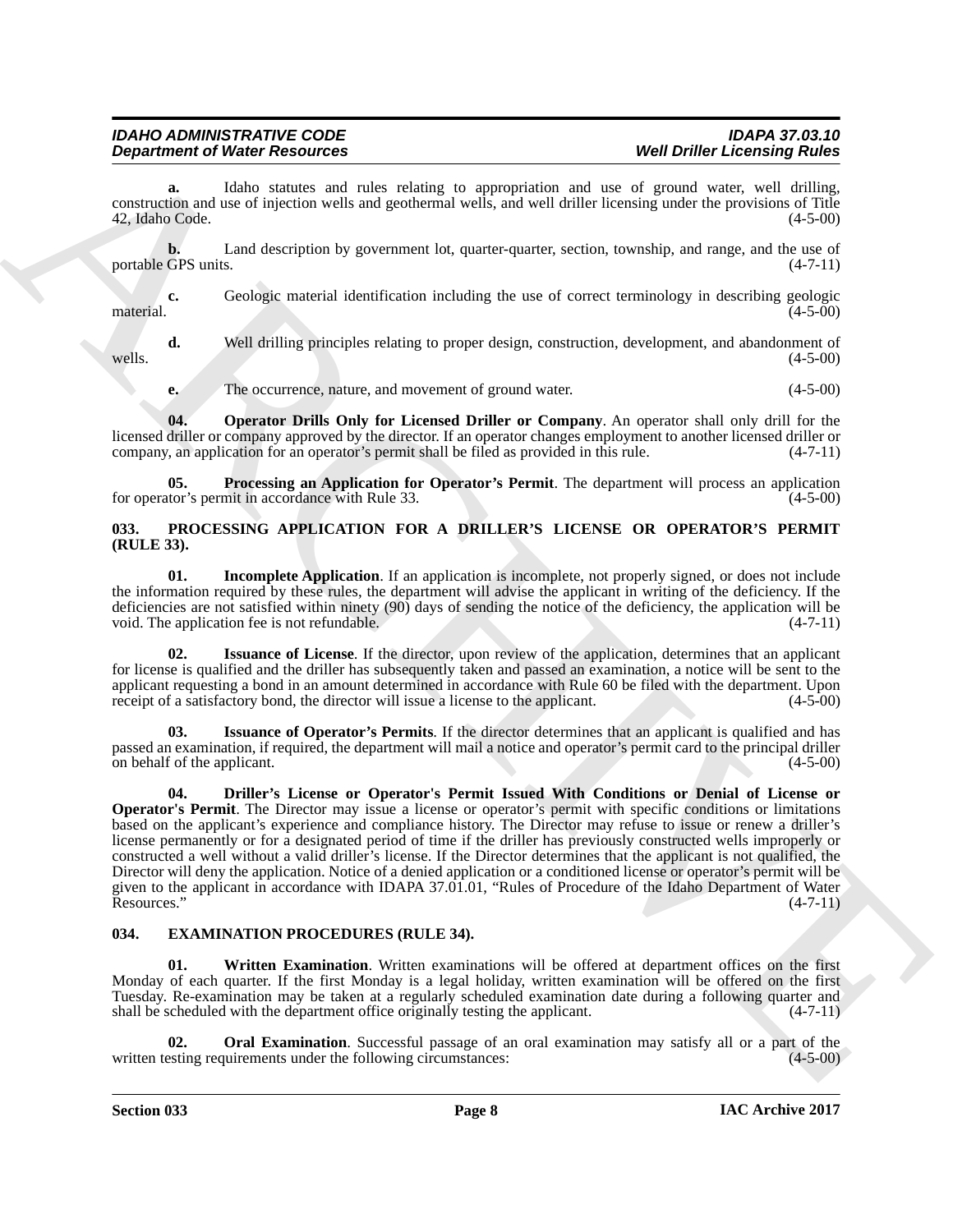**a.** Idaho statutes and rules relating to appropriation and use of ground water, well drilling, construction and use of injection wells and geothermal wells, and well driller licensing under the provisions of Title 42, Idaho Code. (4-5-00)

**b.** Land description by government lot, quarter-quarter, section, township, and range, and the use of portable GPS units. (4-7-11)

**c.** Geologic material identification including the use of correct terminology in describing geologic material. (4-5-00)

**d.** Well drilling principles relating to proper design, construction, development, and abandonment of wells. (4-5-00)

**e.** The occurrence, nature, and movement of ground water. (4-5-00)

**04. Operator Drills Only for Licensed Driller or Company**. An operator shall only drill for the licensed driller or company approved by the director. If an operator changes employment to another licensed driller or company, an application for an operator's permit shall be filed as provided in this rule. (4-7-11)

**05. Processing an Application for Operator's Permit**. The department will process an application for operator's permit in accordance with Rule 33. (4-5-00)

## 033. PROCESSING APPLICATION FOR A DRILLER'S LICENSE OR OPERATOR'S PERMIT (RULE 33).

**01. Incomplete Application**. If an application is incomplete, not properly signed, or does not include the information required by these rules, the department will advise the applicant in writing of the deficiency. If the deficiencies are not satisfied within ninety (90) days of sending the notice of the deficiency, the application will be void. The application fee is not refundable. (4-7-11)

**02. Issuance of License**. If the director, upon review of the application, determines that an applicant for license is qualified and the driller has subsequently taken and passed an examination, a notice will be sent to the applicant requesting a bond in an amount determined in accordance with Rule 60 be filed with the department. Upon receipt of a satisfactory bond, the director will issue a license to the applicant. (4-5-00)

**03. Issuance of Operator's Permits**. If the director determines that an applicant is qualified and has passed an examination, if required, the department will mail a notice and operator's permit card to the principal driller on behalf of the applicant. (4-5-00)

**04. Driller's License or Operator's Permit Issued With Conditions or Denial of License or Operator's Permit**. The Director may issue a license or operator's permit with specific conditions or limitations based on the applicant's experience and compliance history. The Director may refuse to issue or renew a driller's license permanently or for a designated period of time if the driller has previously constructed wells improperly or constructed a well without a valid driller's license. If the Director determines that the applicant is not qualified, the Director will deny the application. Notice of a denied application or a conditioned license or operator's permit will be given to the applicant in accordance with IDAPA 37.01.01, "Rules of Procedure of the Idaho Department of Water Resources." (4-7-11)

## 034. EXAMINATION PROCEDURES (RULE 34).

**01. Written Examination**. Written examinations will be offered at department offices on the first Monday of each quarter. If the first Monday is a legal holiday, written examination will be offered on the first Tuesday. Re-examination may be taken at a regularly scheduled examination date during a following quarter and shall be scheduled with the department office originally testing the applicant. (4-7-11)

**02. Oral Examination**. Successful passage of an oral examination may satisfy all or a part of the written testing requirements under the following circumstances: (4-5-00)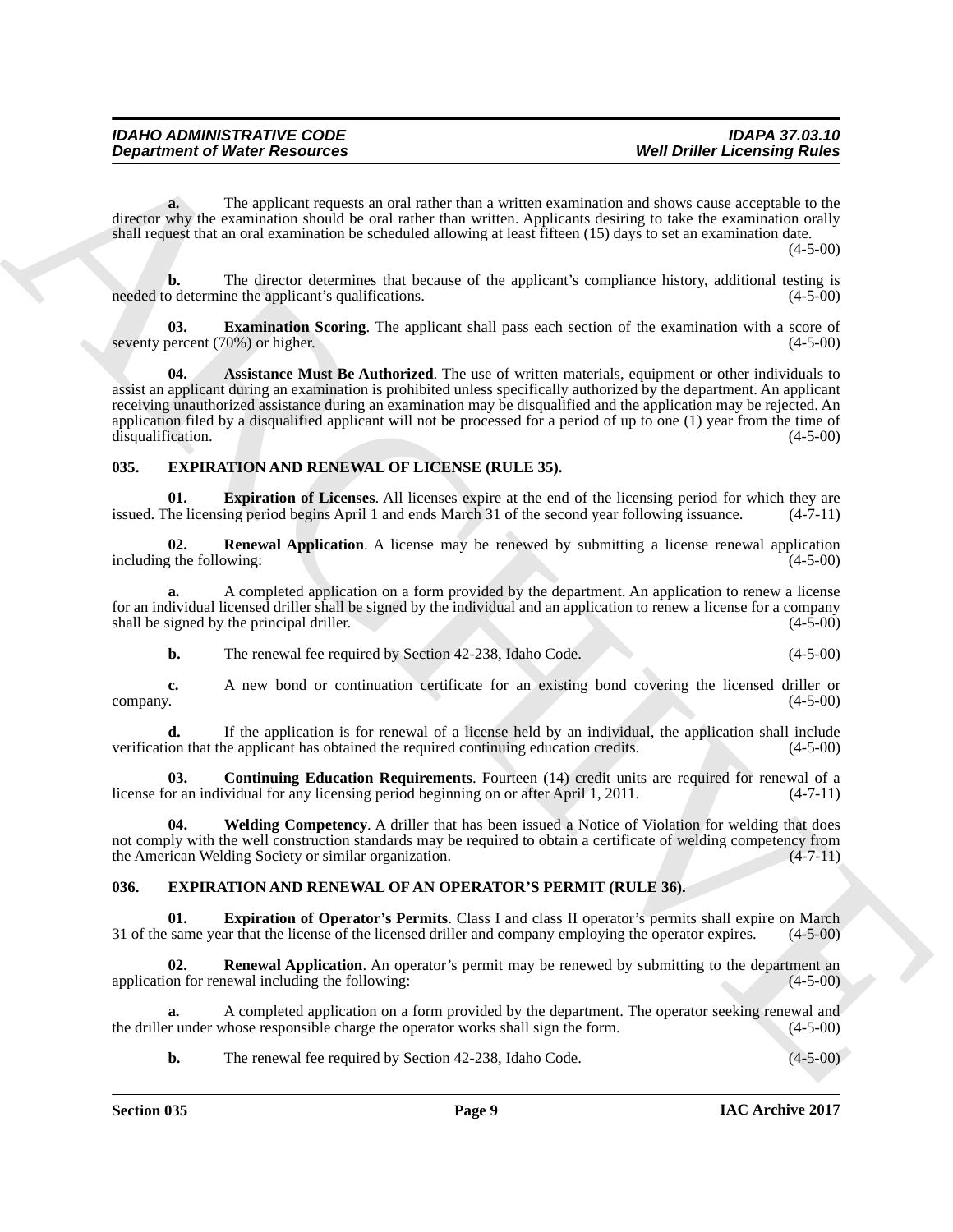**a.** The applicant requests an oral rather than a written examination and shows cause acceptable to the director why the examination should be oral rather than written. Applicants desiring to take the examination orally shall request that an oral examination be scheduled allowing at least fifteen (15) days to set an examination date. (4-5-00)

**b.** The director determines that because of the applicant's compliance history, additional testing is needed to determine the applicant's qualifications. (4-5-00)

**03. Examination Scoring**. The applicant shall pass each section of the examination with a score of seventy percent (70%) or higher. (4-5-00)

**04. Assistance Must Be Authorized**. The use of written materials, equipment or other individuals to assist an applicant during an examination is prohibited unless specifically authorized by the department. An applicant receiving unauthorized assistance during an examination may be disqualified and the application may be rejected. An application filed by a disqualified applicant will not be processed for a period of up to one (1) year from the time of disqualification. (4-5-00)

### 035. EXPIRATION AND RENEWAL OF LICENSE (RULE 35).

**01. Expiration of Licenses**. All licenses expire at the end of the licensing period for which they are issued. The licensing period begins April 1 and ends March 31 of the second year following issuance. (4-7-11)

**02. Renewal Application**. A license may be renewed by submitting a license renewal application including the following: (4-5-00)

**a.** A completed application on a form provided by the department. An application to renew a license for an individual licensed driller shall be signed by the individual and an application to renew a license for a company shall be signed by the principal driller. (4-5-00)

**b.** The renewal fee required by Section 42-238, Idaho Code. (4-5-00)

**c.** A new bond or continuation certificate for an existing bond covering the licensed driller or company. (4-5-00)

**d.** If the application is for renewal of a license held by an individual, the application shall include verification that the applicant has obtained the required continuing education credits. (4-5-00)

**03. Continuing Education Requirements**. Fourteen (14) credit units are required for renewal of a license for an individual for any licensing period beginning on or after April 1, 2011. (4-7-11)

**04. Welding Competency**. A driller that has been issued a Notice of Violation for welding that does not comply with the well construction standards may be required to obtain a certificate of welding competency from the American Welding Society or similar organization. (4-7-11)

### 036. EXPIRATION AND RENEWAL OF AN OPERATOR'S PERMIT (RULE 36).

**01. Expiration of Operator's Permits**. Class I and class II operator's permits shall expire on March 31 of the same year that the license of the licensed driller and company employing the operator expires. (4-5-00)

**02. Renewal Application**. An operator's permit may be renewed by submitting to the department an application for renewal including the following: (4-5-00)

**a.** A completed application on a form provided by the department. The operator seeking renewal and the driller under whose responsible charge the operator works shall sign the form. (4-5-00)

**b.** The renewal fee required by Section 42-238, Idaho Code. (4-5-00)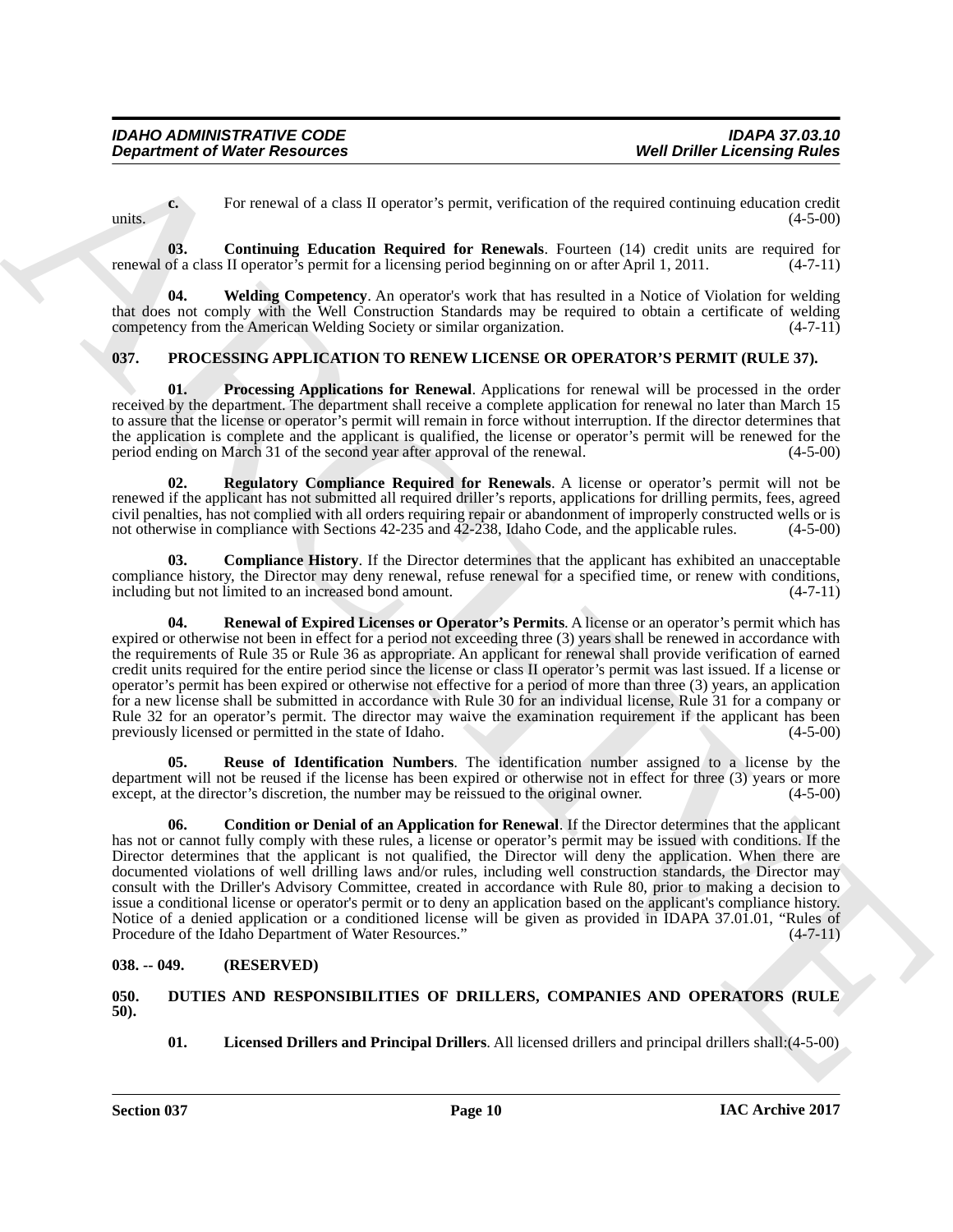**c.** For renewal of a class II operator's permit, verification of the required continuing education credit units. (4-5-00)

**03. Continuing Education Required for Renewals**. Fourteen (14) credit units are required for renewal of a class II operator's permit for a licensing period beginning on or after April 1, 2011. (4-7-11)

**04. Welding Competency**. An operator's work that has resulted in a Notice of Violation for welding that does not comply with the Well Construction Standards may be required to obtain a certificate of welding competency from the American Welding Society or similar organization. (4-7-11)

## 037. PROCESSING APPLICATION TO RENEW LICENSE OR OPERATOR'S PERMIT (RULE 37).

**01. Processing Applications for Renewal**. Applications for renewal will be processed in the order received by the department. The department shall receive a complete application for renewal no later than March 15 to assure that the license or operator's permit will remain in force without interruption. If the director determines that the application is complete and the applicant is qualified, the license or operator's permit will be renewed for the period ending on March 31 of the second year after approval of the renewal. (4-5-00)

**02. Regulatory Compliance Required for Renewals**. A license or operator's permit will not be renewed if the applicant has not submitted all required driller's reports, applications for drilling permits, fees, agreed civil penalties, has not complied with all orders requiring repair or abandonment of improperly constructed wells or is not otherwise in compliance with Sections 42-235 and 42-238, Idaho Code, and the applicable rules. (4-5-00)

**03. Compliance History**. If the Director determines that the applicant has exhibited an unacceptable compliance history, the Director may deny renewal, refuse renewal for a specified time, or renew with conditions, including but not limited to an increased bond amount. (4-7-11)

**04. Renewal of Expired Licenses or Operator's Permits**. A license or an operator's permit which has expired or otherwise not been in effect for a period not exceeding three (3) years shall be renewed in accordance with the requirements of Rule 35 or Rule 36 as appropriate. An applicant for renewal shall provide verification of earned credit units required for the entire period since the license or class II operator's permit was last issued. If a license or operator's permit has been expired or otherwise not effective for a period of more than three (3) years, an application for a new license shall be submitted in accordance with Rule 30 for an individual license, Rule 31 for a company or Rule 32 for an operator's permit. The director may waive the examination requirement if the applicant has been previously licensed or permitted in the state of Idaho. (4-5-00)

**05. Reuse of Identification Numbers**. The identification number assigned to a license by the department will not be reused if the license has been expired or otherwise not in effect for three (3) years or more except, at the director's discretion, the number may be reissued to the original owner. (4-5-00)

**06. Condition or Denial of an Application for Renewal**. If the Director determines that the applicant has not or cannot fully comply with these rules, a license or operator's permit may be issued with conditions. If the Director determines that the applicant is not qualified, the Director will deny the application. When there are documented violations of well drilling laws and/or rules, including well construction standards, the Director may consult with the Driller's Advisory Committee, created in accordance with Rule 80, prior to making a decision to issue a conditional license or operator's permit or to deny an application based on the applicant's compliance history. Notice of a denied application or a conditioned license will be given as provided in IDAPA 37.01.01, "Rules of Procedure of the Idaho Department of Water Resources." (4-7-11)

## 038. -- 049. (RESERVED)

## 050. DUTIES AND RESPONSIBILITIES OF DRILLERS, COMPANIES AND OPERATORS (RULE 50).

**01. Licensed Drillers and Principal Drillers**. All licensed drillers and principal drillers shall:(4-5-00)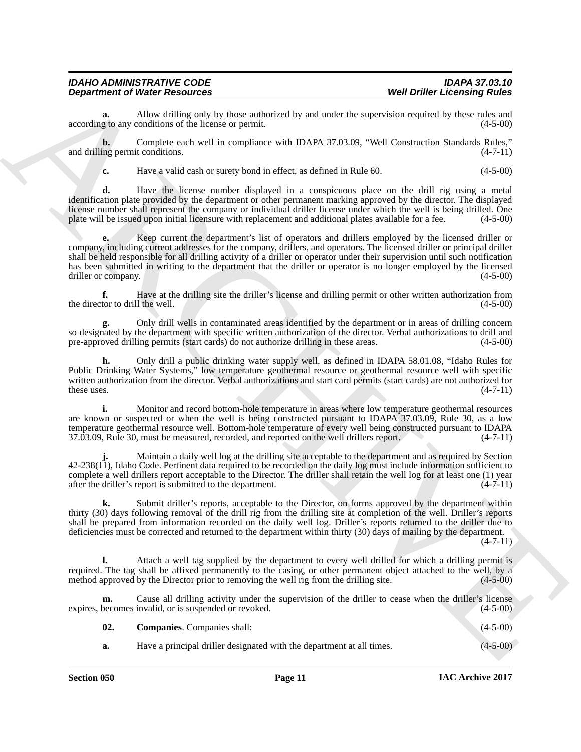**a.** Allow drilling only by those authorized by and under the supervision required by these rules and according to any conditions of the license or permit. (4-5-00)

**b.** Complete each well in compliance with IDAPA 37.03.09, "Well Construction Standards Rules," and drilling permit conditions. (4-7-11)

**c.** Have a valid cash or surety bond in effect, as defined in Rule 60. (4-5-00)

**d.** Have the license number displayed in a conspicuous place on the drill rig using a metal identification plate provided by the department or other permanent marking approved by the director. The displayed license number shall represent the company or individual driller license under which the well is being drilled. One plate will be issued upon initial licensure with replacement and additional plates available for a fee. (4-5-00)

**e.** Keep current the department's list of operators and drillers employed by the licensed driller or company, including current addresses for the company, drillers, and operators. The licensed driller or principal driller shall be held responsible for all drilling activity of a driller or operator under their supervision until such notification has been submitted in writing to the department that the driller or operator is no longer employed by the licensed driller or company. (4-5-00)

**f.** Have at the drilling site the driller's license and drilling permit or other written authorization from the director to drill the well. (4-5-00)

**g.** Only drill wells in contaminated areas identified by the department or in areas of drilling concern so designated by the department with specific written authorization of the director. Verbal authorizations to drill and pre-approved drilling permits (start cards) do not authorize drilling in these areas. (4-5-00)

**h.** Only drill a public drinking water supply well, as defined in IDAPA 58.01.08, "Idaho Rules for Public Drinking Water Systems," low temperature geothermal resource or geothermal resource well with specific written authorization from the director. Verbal authorizations and start card permits (start cards) are not authorized for these uses. (4-7-11)

**i.** Monitor and record bottom-hole temperature in areas where low temperature geothermal resources are known or suspected or when the well is being constructed pursuant to IDAPA 37.03.09, Rule 30, as a low temperature geothermal resource well. Bottom-hole temperature of every well being constructed pursuant to IDAPA 37.03.09, Rule 30, must be measured, recorded, and reported on the well drillers report. (4-7-11)

**j.** Maintain a daily well log at the drilling site acceptable to the department and as required by Section 42-238(11), Idaho Code. Pertinent data required to be recorded on the daily log must include information sufficient to complete a well drillers report acceptable to the Director. The driller shall retain the well log for at least one (1) year after the driller's report is submitted to the department. (4-7-11)

**k.** Submit driller's reports, acceptable to the Director, on forms approved by the department within thirty (30) days following removal of the drill rig from the drilling site at completion of the well. Driller's reports shall be prepared from information recorded on the daily well log. Driller's reports returned to the driller due to deficiencies must be corrected and returned to the department within thirty (30) days of mailing by the department. (4-7-11)

**l.** Attach a well tag supplied by the department to every well drilled for which a drilling permit is required. The tag shall be affixed permanently to the casing, or other permanent object attached to the well, by a method approved by the Director prior to removing the well rig from the drilling site. (4-5-00)

**m.** Cause all drilling activity under the supervision of the driller to cease when the driller's license expires, becomes invalid, or is suspended or revoked. (4-5-00)

**02. Companies**. Companies shall: (4-5-00)

**a.** Have a principal driller designated with the department at all times. (4-5-00)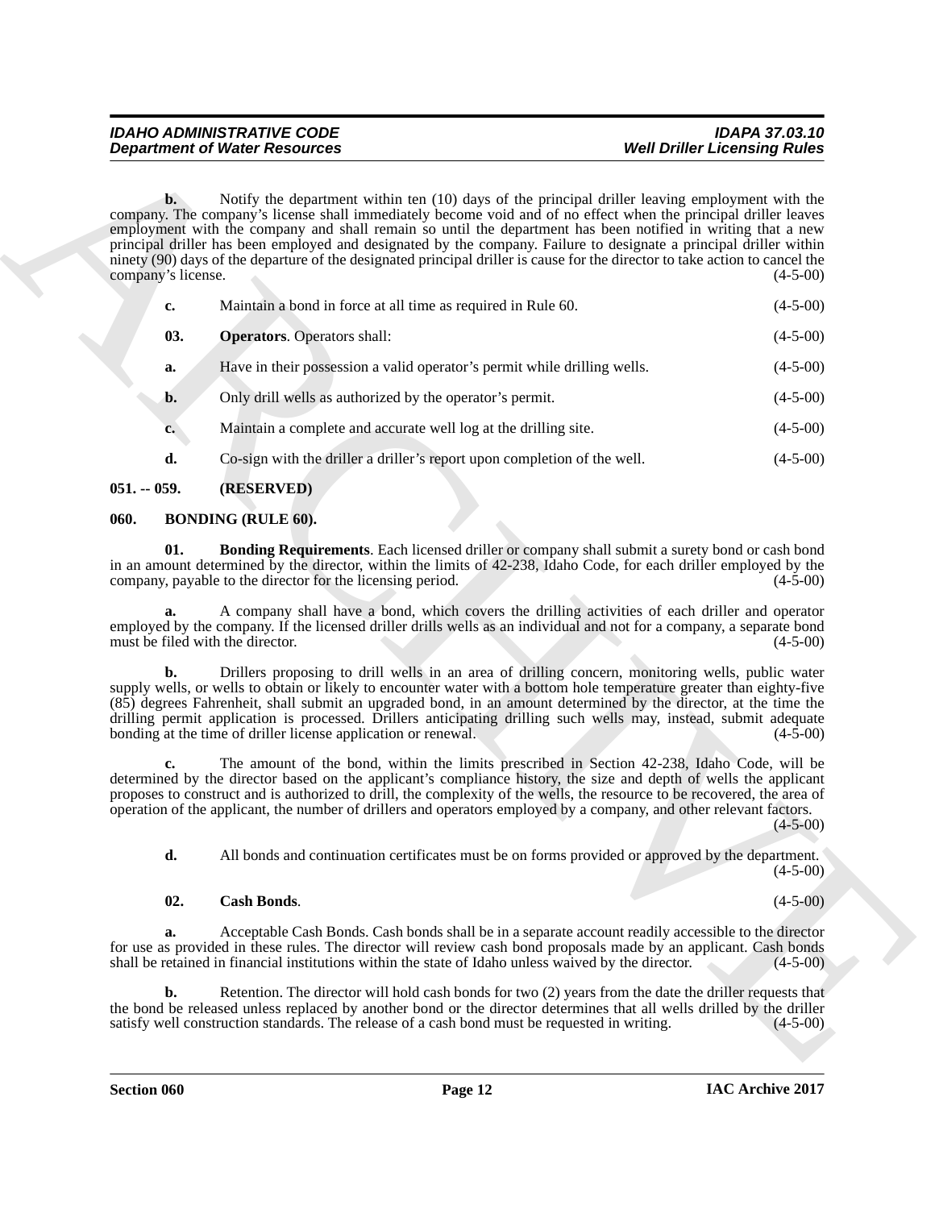**b.** Notify the department within ten (10) days of the principal driller leaving employment with the company. The company's license shall immediately become void and of no effect when the principal driller leaves employment with the company and shall remain so until the department has been notified in writing that a new principal driller has been employed and designated by the company. Failure to designate a principal driller within ninety (90) days of the departure of the designated principal driller is cause for the director to take action to cancel the company's license. (4-5-00)

**c.** Maintain a bond in force at all time as required in Rule 60. (4-5-00)

**03. Operators**. Operators shall: (4-5-00)

**a.** Have in their possession a valid operator's permit while drilling wells. (4-5-00)

**b.** Only drill wells as authorized by the operator's permit. (4-5-00)

**c.** Maintain a complete and accurate well log at the drilling site. (4-5-00)

**d.** Co-sign with the driller a driller's report upon completion of the well. (4-5-00)

## 051. -- 059. (RESERVED)

## 060. BONDING (RULE 60).

**01. Bonding Requirements**. Each licensed driller or company shall submit a surety bond or cash bond in an amount determined by the director, within the limits of 42-238, Idaho Code, for each driller employed by the company, payable to the director for the licensing period. (4-5-00)

**a.** A company shall have a bond, which covers the drilling activities of each driller and operator employed by the company. If the licensed driller drills wells as an individual and not for a company, a separate bond must be filed with the director. (4-5-00)

**b.** Drillers proposing to drill wells in an area of drilling concern, monitoring wells, public water supply wells, or wells to obtain or likely to encounter water with a bottom hole temperature greater than eighty-five (85) degrees Fahrenheit, shall submit an upgraded bond, in an amount determined by the director, at the time the drilling permit application is processed. Drillers anticipating drilling such wells may, instead, submit adequate bonding at the time of driller license application or renewal. (4-5-00)

**c.** The amount of the bond, within the limits prescribed in Section 42-238, Idaho Code, will be determined by the director based on the applicant's compliance history, the size and depth of wells the applicant proposes to construct and is authorized to drill, the complexity of the wells, the resource to be recovered, the area of operation of the applicant, the number of drillers and operators employed by a company, and other relevant factors. (4-5-00)

**d.** All bonds and continuation certificates must be on forms provided or approved by the department. (4-5-00)

**02. Cash Bonds**. (4-5-00)

**a.** Acceptable Cash Bonds. Cash bonds shall be in a separate account readily accessible to the director for use as provided in these rules. The director will review cash bond proposals made by an applicant. Cash bonds shall be retained in financial institutions within the state of Idaho unless waived by the director. (4-5-00)

**b.** Retention. The director will hold cash bonds for two (2) years from the date the driller requests that the bond be released unless replaced by another bond or the director determines that all wells drilled by the driller satisfy well construction standards. The release of a cash bond must be requested in writing. (4-5-00)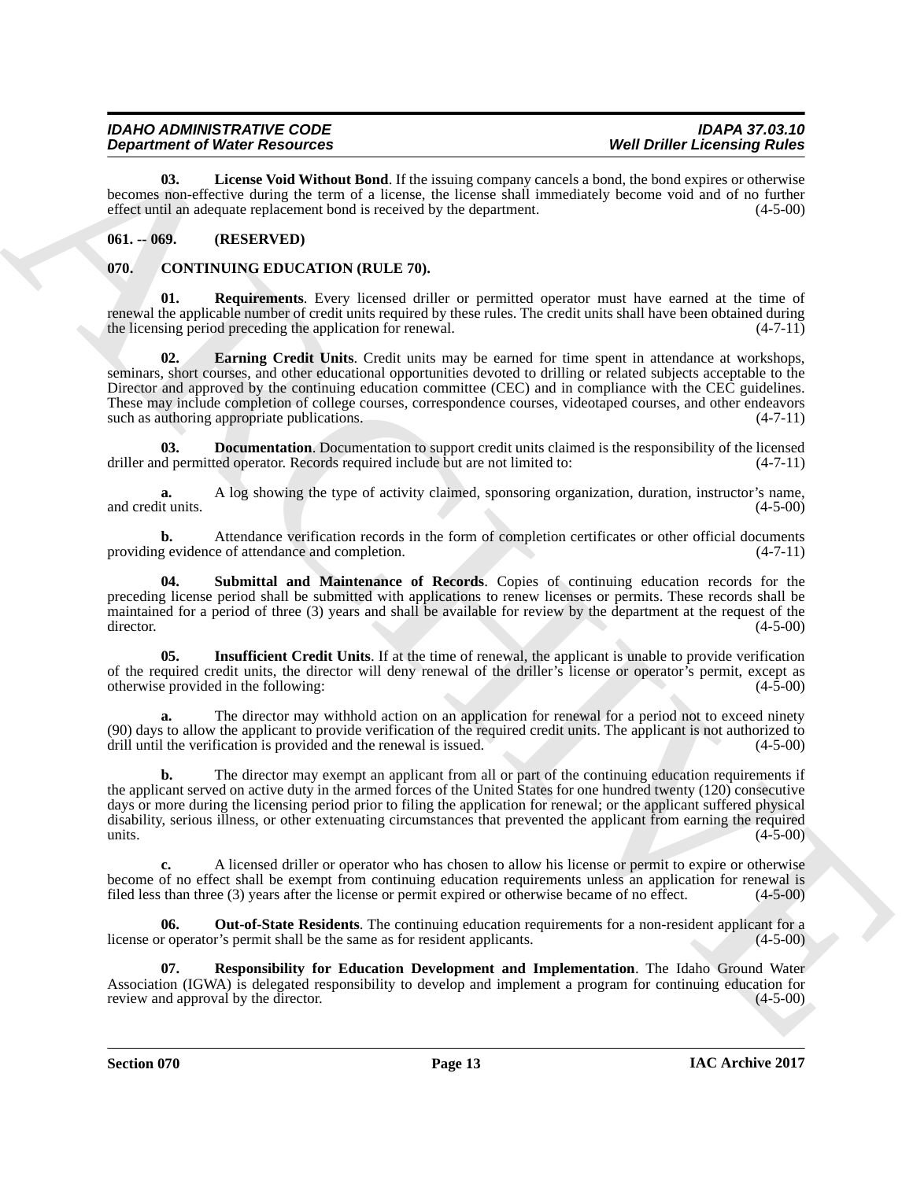**03. License Void Without Bond**. If the issuing company cancels a bond, the bond expires or otherwise becomes non-effective during the term of a license, the license shall immediately become void and of no further effect until an adequate replacement bond is received by the department. (4-5-00)

## 061. -- 069. (RESERVED)

## 070. CONTINUING EDUCATION (RULE 70).

**01. Requirements**. Every licensed driller or permitted operator must have earned at the time of renewal the applicable number of credit units required by these rules. The credit units shall have been obtained during the licensing period preceding the application for renewal. (4-7-11)

**02. Earning Credit Units**. Credit units may be earned for time spent in attendance at workshops, seminars, short courses, and other educational opportunities devoted to drilling or related subjects acceptable to the Director and approved by the continuing education committee (CEC) and in compliance with the CEC guidelines. These may include completion of college courses, correspondence courses, videotaped courses, and other endeavors such as authoring appropriate publications. (4-7-11)

**03. Documentation**. Documentation to support credit units claimed is the responsibility of the licensed driller and permitted operator. Records required include but are not limited to: (4-7-11)

**a.** A log showing the type of activity claimed, sponsoring organization, duration, instructor's name, and credit units. (4-5-00)

**b.** Attendance verification records in the form of completion certificates or other official documents providing evidence of attendance and completion. (4-7-11)

**04. Submittal and Maintenance of Records**. Copies of continuing education records for the preceding license period shall be submitted with applications to renew licenses or permits. These records shall be maintained for a period of three (3) years and shall be available for review by the department at the request of the director. (4-5-00)

**05. Insufficient Credit Units**. If at the time of renewal, the applicant is unable to provide verification of the required credit units, the director will deny renewal of the driller's license or operator's permit, except as otherwise provided in the following: (4-5-00)

**a.** The director may withhold action on an application for renewal for a period not to exceed ninety (90) days to allow the applicant to provide verification of the required credit units. The applicant is not authorized to drill until the verification is provided and the renewal is issued. (4-5-00)

**b.** The director may exempt an applicant from all or part of the continuing education requirements if the applicant served on active duty in the armed forces of the United States for one hundred twenty (120) consecutive days or more during the licensing period prior to filing the application for renewal; or the applicant suffered physical disability, serious illness, or other extenuating circumstances that prevented the applicant from earning the required units. (4-5-00)

**c.** A licensed driller or operator who has chosen to allow his license or permit to expire or otherwise become of no effect shall be exempt from continuing education requirements unless an application for renewal is filed less than three (3) years after the license or permit expired or otherwise became of no effect. (4-5-00)

**06. Out-of-State Residents**. The continuing education requirements for a non-resident applicant for a license or operator's permit shall be the same as for resident applicants. (4-5-00)

**07. Responsibility for Education Development and Implementation**. The Idaho Ground Water Association (IGWA) is delegated responsibility to develop and implement a program for continuing education for review and approval by the director. (4-5-00)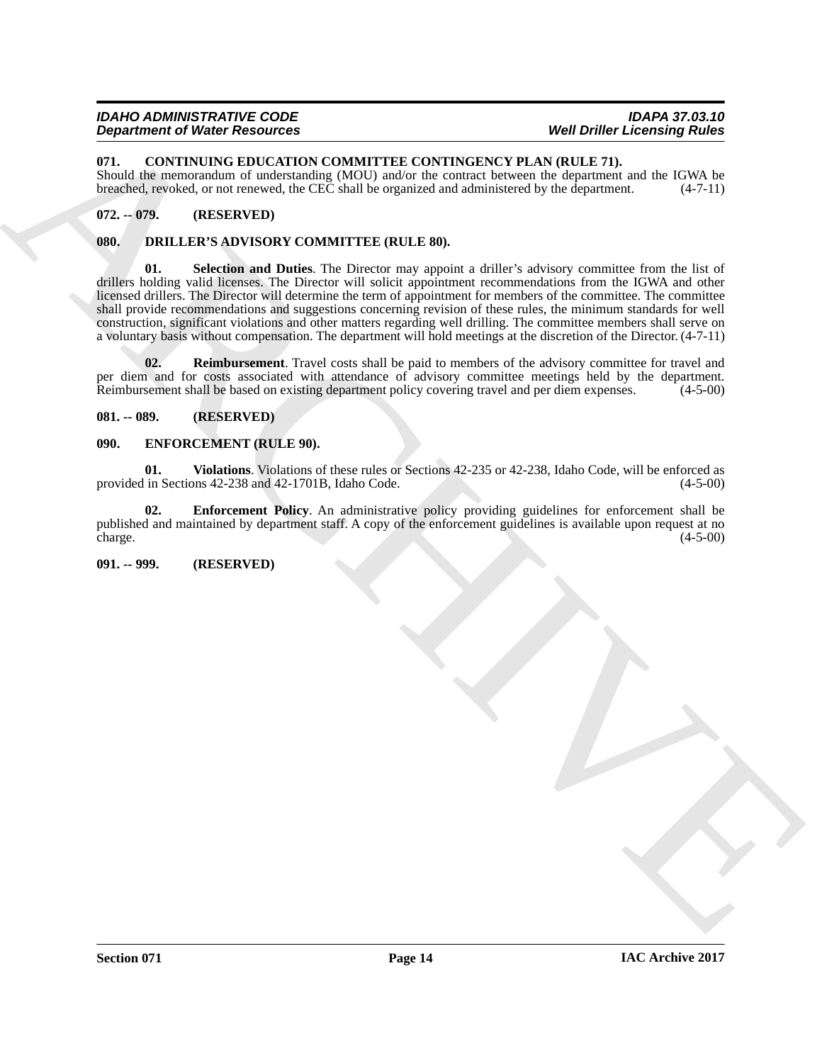**071. CONTINUING EDUCATION COMMITTEE CONTINGENCY PLAN (RULE 71).**

Should the memorandum of understanding (MOU) and/or the contract between the department and the IGWA be breached, revoked, or not renewed, the CEC shall be organized and administered by the department. (4-7-11)

**072. -- 079. (RESERVED)**

**080. DRILLER'S ADVISORY COMMITTEE (RULE 80).**

**01. Selection and Duties**. The Director may appoint a driller's advisory committee from the list of drillers holding valid licenses. The Director will solicit appointment recommendations from the IGWA and other licensed drillers. The Director will determine the term of appointment for members of the committee. The committee shall provide recommendations and suggestions concerning revision of these rules, the minimum standards for well construction, significant violations and other matters regarding well drilling. The committee members shall serve on a voluntary basis without compensation. The department will hold meetings at the discretion of the Director. (4-7-11)

**02. Reimbursement**. Travel costs shall be paid to members of the advisory committee for travel and per diem and for costs associated with attendance of advisory committee meetings held by the department. Reimbursement shall be based on existing department policy covering travel and per diem expenses. (4-5-00)

**081. -- 089. (RESERVED)**

**090. ENFORCEMENT (RULE 90).**

**01. Violations**. Violations of these rules or Sections 42-235 or 42-238, Idaho Code, will be enforced as provided in Sections 42-238 and 42-1701B, Idaho Code. (4-5-00)

**02. Enforcement Policy**. An administrative policy providing guidelines for enforcement shall be published and maintained by department staff. A copy of the enforcement guidelines is available upon request at no charge. (4-5-00)

**091. -- 999. (RESERVED)**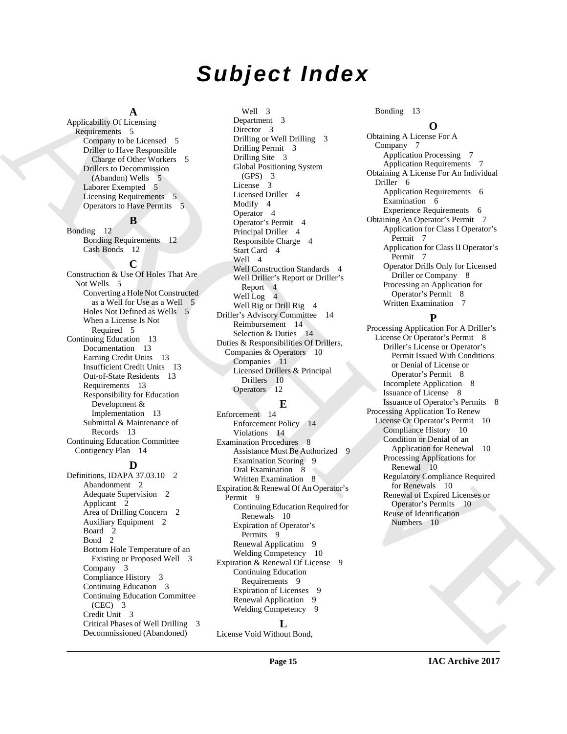# Subject Index

## A

Applicability Of Licensing Requirements 5
- Company to be Licensed 5
- Driller to Have Responsible Charge of Other Workers 5
- Drillers to Decommission (Abandon) Wells 5
- Laborer Exempted 5
- Licensing Requirements 5
- Operators to Have Permits 5

## B

Bonding 12
- Bonding Requirements 12
- Cash Bonds 12

## C

Construction & Use Of Holes That Are Not Wells 5
- Converting a Hole Not Constructed as a Well for Use as a Well 5
- Holes Not Defined as Wells 5
- When a License Is Not Required 5

Continuing Education 13
- Documentation 13
- Earning Credit Units 13
- Insufficient Credit Units 13
- Out-of-State Residents 13
- Requirements 13
- Responsibility for Education Development & Implementation 13
- Submittal & Maintenance of Records 13

Continuing Education Committee Contigency Plan 14

## D

Definitions, IDAPA 37.03.10 2
- Abandonment 2
- Adequate Supervision 2
- Applicant 2
- Area of Drilling Concern 2
- Auxiliary Equipment 2
- Board 2
- Bond 2
- Bottom Hole Temperature of an Existing or Proposed Well 3
- Company 3
- Compliance History 3
- Continuing Education 3
- Continuing Education Committee (CEC) 3
- Credit Unit 3
- Critical Phases of Well Drilling 3
- Decommissioned (Abandoned) Well 3
- Department 3
- Director 3
- Drilling or Well Drilling 3
- Drilling Permit 3
- Drilling Site 3
- Global Positioning System (GPS) 3
- License 3
- Licensed Driller 4
- Modify 4
- Operator 4
- Operator's Permit 4
- Principal Driller 4
- Responsible Charge 4
- Start Card 4
- Well 4
- Well Construction Standards 4
- Well Driller's Report or Driller's Report 4
- Well Log 4
- Well Rig or Drill Rig 4

Driller's Advisory Committee 14
- Reimbursement 14
- Selection & Duties 14

Duties & Responsibilities Of Drillers, Companies & Operators 10
- Companies 11
- Licensed Drillers & Principal Drillers 10
- Operators 12

## E

Enforcement 14
- Enforcement Policy 14
- Violations 14

Examination Procedures 8
- Assistance Must Be Authorized 9
- Examination Scoring 9
- Oral Examination 8
- Written Examination 8

Expiration & Renewal Of An Operator's Permit 9
- Continuing Education Required for Renewals 10
- Expiration of Operator's Permits 9
- Renewal Application 9
- Welding Competency 10

Expiration & Renewal Of License 9
- Continuing Education Requirements 9
- Expiration of Licenses 9
- Renewal Application 9
- Welding Competency 9

## L

License Void Without Bond, Bonding 13

## O

Obtaining A License For A Company 7
- Application Processing 7
- Application Requirements 7

Obtaining A License For An Individual Driller 6
- Application Requirements 6
- Examination 6
- Experience Requirements 6

Obtaining An Operator's Permit 7
- Application for Class I Operator's Permit 7
- Application for Class II Operator's Permit 7
- Operator Drills Only for Licensed Driller or Company 8
- Processing an Application for Operator's Permit 8
- Written Examination 7

## P

Processing Application For A Driller's License Or Operator's Permit 8
- Driller's License or Operator's Permit Issued With Conditions or Denial of License or Operator's Permit 8
- Incomplete Application 8
- Issuance of License 8
- Issuance of Operator's Permits 8

Processing Application To Renew License Or Operator's Permit 10
- Compliance History 10
- Condition or Denial of an Application for Renewal 10
- Processing Applications for Renewal 10
- Regulatory Compliance Required for Renewals 10
- Renewal of Expired Licenses or Operator's Permits 10
- Reuse of Identification Numbers 10